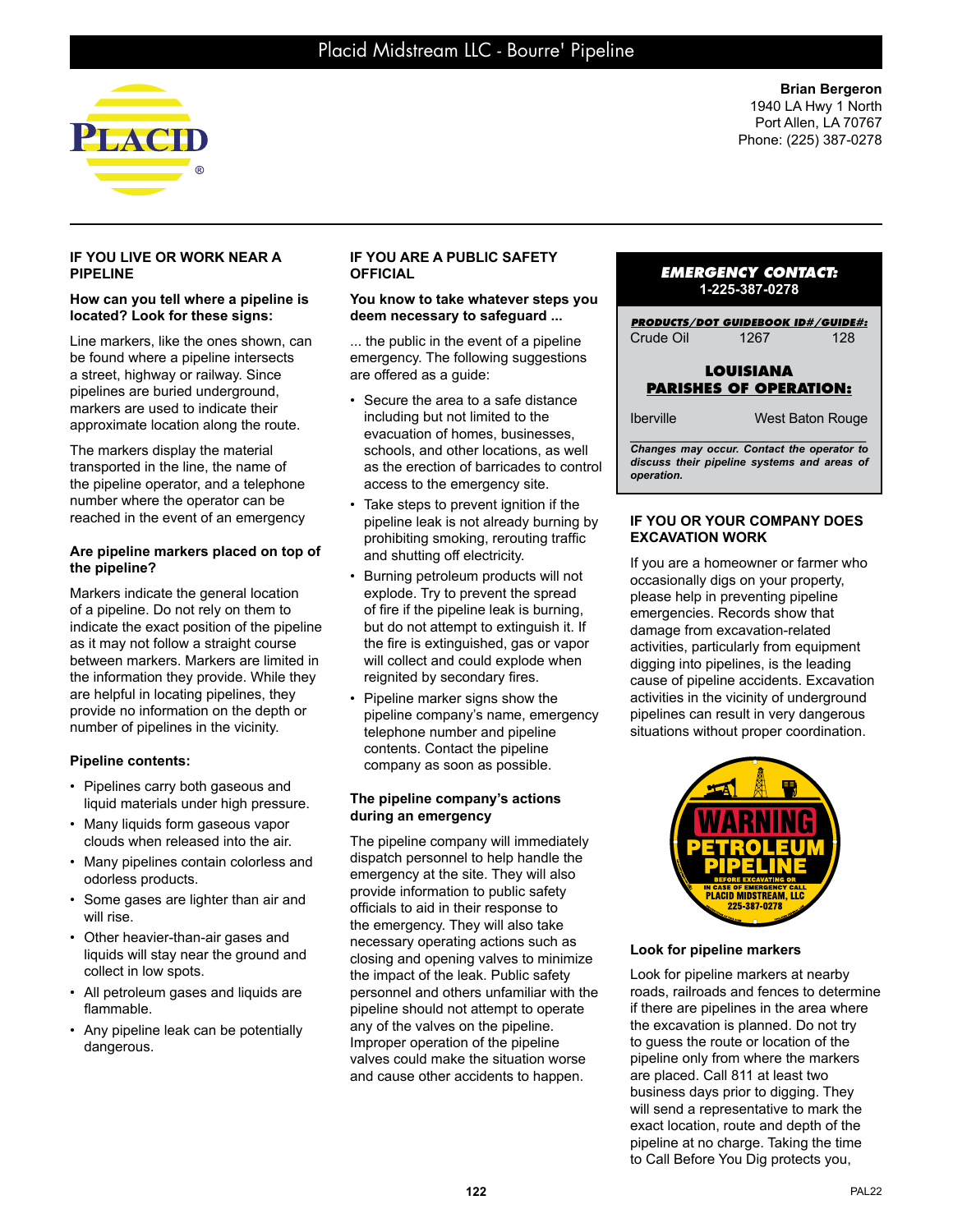# Placid Midstream LLC - Bourre' Pipeline

**Brian Bergeron**
1940 LA Hwy 1 North
Port Allen, LA 70767
Phone: (225) 387-0278

## IF YOU LIVE OR WORK NEAR A PIPELINE

### How can you tell where a pipeline is located? Look for these signs:

Line markers, like the ones shown, can be found where a pipeline intersects a street, highway or railway. Since pipelines are buried underground, markers are used to indicate their approximate location along the route.

The markers display the material transported in the line, the name of the pipeline operator, and a telephone number where the operator can be reached in the event of an emergency

### Are pipeline markers placed on top of the pipeline?

Markers indicate the general location of a pipeline. Do not rely on them to indicate the exact position of the pipeline as it may not follow a straight course between markers. Markers are limited in the information they provide. While they are helpful in locating pipelines, they provide no information on the depth or number of pipelines in the vicinity.

### Pipeline contents:

- Pipelines carry both gaseous and liquid materials under high pressure.
- Many liquids form gaseous vapor clouds when released into the air.
- Many pipelines contain colorless and odorless products.
- Some gases are lighter than air and will rise.
- Other heavier-than-air gases and liquids will stay near the ground and collect in low spots.
- All petroleum gases and liquids are flammable.
- Any pipeline leak can be potentially dangerous.

## IF YOU ARE A PUBLIC SAFETY OFFICIAL

### You know to take whatever steps you deem necessary to safeguard ...

... the public in the event of a pipeline emergency. The following suggestions are offered as a guide:

- Secure the area to a safe distance including but not limited to the evacuation of homes, businesses, schools, and other locations, as well as the erection of barricades to control access to the emergency site.
- Take steps to prevent ignition if the pipeline leak is not already burning by prohibiting smoking, rerouting traffic and shutting off electricity.
- Burning petroleum products will not explode. Try to prevent the spread of fire if the pipeline leak is burning, but do not attempt to extinguish it. If the fire is extinguished, gas or vapor will collect and could explode when reignited by secondary fires.
- Pipeline marker signs show the pipeline company's name, emergency telephone number and pipeline contents. Contact the pipeline company as soon as possible.

### The pipeline company's actions during an emergency

The pipeline company will immediately dispatch personnel to help handle the emergency at the site. They will also provide information to public safety officials to aid in their response to the emergency. They will also take necessary operating actions such as closing and opening valves to minimize the impact of the leak. Public safety personnel and others unfamiliar with the pipeline should not attempt to operate any of the valves on the pipeline. Improper operation of the pipeline valves could make the situation worse and cause other accidents to happen.

**EMERGENCY CONTACT:**
**1-225-387-0278**

| PRODUCTS/DOT GUIDEBOOK ID#/GUIDE#: | | |
|---|---|---|
| Crude Oil | 1267 | 128 |

**LOUISIANA PARISHES OF OPERATION:**

Iberville — West Baton Rouge

*Changes may occur. Contact the operator to discuss their pipeline systems and areas of operation.*

## IF YOU OR YOUR COMPANY DOES EXCAVATION WORK

If you are a homeowner or farmer who occasionally digs on your property, please help in preventing pipeline emergencies. Records show that damage from excavation-related activities, particularly from equipment digging into pipelines, is the leading cause of pipeline accidents. Excavation activities in the vicinity of underground pipelines can result in very dangerous situations without proper coordination.

WARNING PETROLEUM PIPELINE
BEFORE EXCAVATING OR IN CASE OF EMERGENCY CALL
PLACID MIDSTREAM, LLC
225-387-0278

### Look for pipeline markers

Look for pipeline markers at nearby roads, railroads and fences to determine if there are pipelines in the area where the excavation is planned. Do not try to guess the route or location of the pipeline only from where the markers are placed. Call 811 at least two business days prior to digging. They will send a representative to mark the exact location, route and depth of the pipeline at no charge. Taking the time to Call Before You Dig protects you,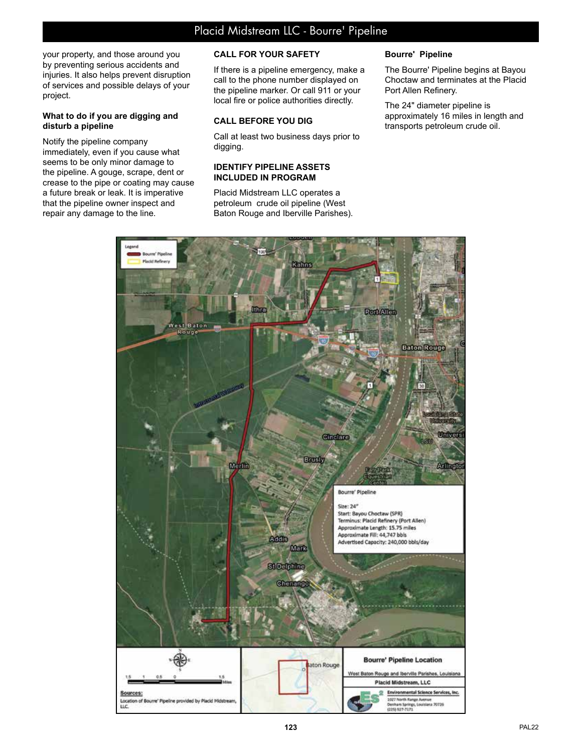your property, and those around you by preventing serious accidents and injuries. It also helps prevent disruption of services and possible delays of your project.

**What to do if you are digging and disturb a pipeline**

Notify the pipeline company immediately, even if you cause what seems to be only minor damage to the pipeline. A gouge, scrape, dent or crease to the pipe or coating may cause a future break or leak. It is imperative that the pipeline owner inspect and repair any damage to the line.

**CALL FOR YOUR SAFETY**

If there is a pipeline emergency, make a call to the phone number displayed on the pipeline marker. Or call 911 or your local fire or police authorities directly.

**CALL BEFORE YOU DIG**

Call at least two business days prior to digging.

**IDENTIFY PIPELINE ASSETS INCLUDED IN PROGRAM**

Placid Midstream LLC operates a petroleum crude oil pipeline (West Baton Rouge and Iberville Parishes).

**Bourre' Pipeline**

The Bourre' Pipeline begins at Bayou Choctaw and terminates at the Placid Port Allen Refinery.

The 24" diameter pipeline is approximately 16 miles in length and transports petroleum crude oil.

Legend
Bourre' Pipeline
Placid Refinery

Bourre' Pipeline

Size: 24"
Start: Bayou Choctaw (SPR)
Terminus: Placid Refinery (Port Allen)
Approximate Length: 15.75 miles
Approximate Fill: 44,747 bbls
Advertised Capacity: 240,000 bbls/day

Sources:
Location of Bourre' Pipeline provided by Placid Midstream, LLC.

Bourre' Pipeline Location
West Baton Rouge and Iberville Parishes, Louisiana
Placid Midstream, LLC

Environmental Science Services, Inc.
1027 North Range Avenue
Denham Springs, Louisiana 70726
(225) 927-7171